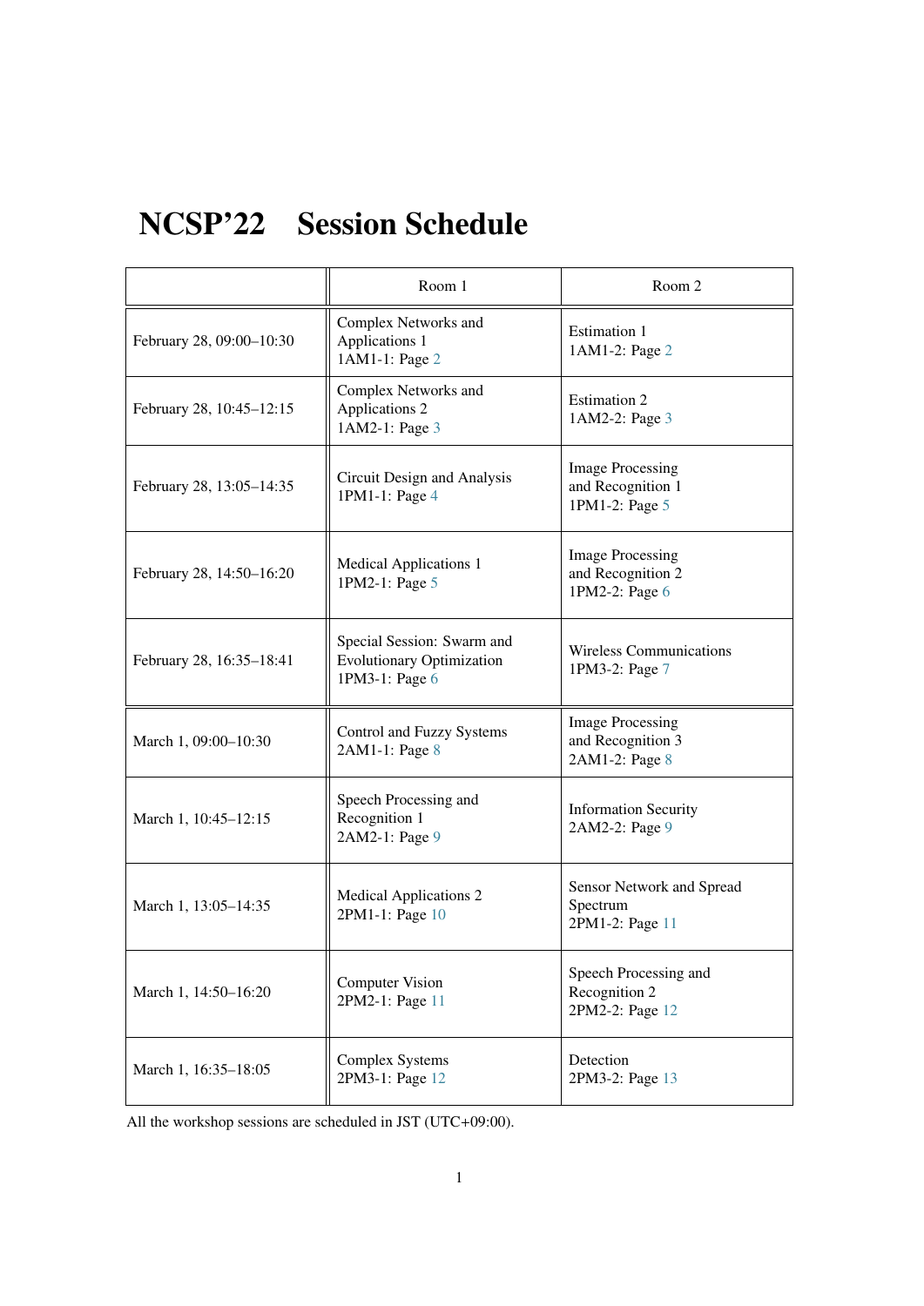# NCSP'22 Session Schedule

| | Room 1 | Room 2 |
|---|---|---|
| February 28, 09:00–10:30 | Complex Networks and Applications 1<br>1AM1-1: Page 2 | Estimation 1<br>1AM1-2: Page 2 |
| February 28, 10:45–12:15 | Complex Networks and Applications 2<br>1AM2-1: Page 3 | Estimation 2<br>1AM2-2: Page 3 |
| February 28, 13:05–14:35 | Circuit Design and Analysis<br>1PM1-1: Page 4 | Image Processing and Recognition 1<br>1PM1-2: Page 5 |
| February 28, 14:50–16:20 | Medical Applications 1<br>1PM2-1: Page 5 | Image Processing and Recognition 2<br>1PM2-2: Page 6 |
| February 28, 16:35–18:41 | Special Session: Swarm and Evolutionary Optimization<br>1PM3-1: Page 6 | Wireless Communications<br>1PM3-2: Page 7 |
| March 1, 09:00–10:30 | Control and Fuzzy Systems<br>2AM1-1: Page 8 | Image Processing and Recognition 3<br>2AM1-2: Page 8 |
| March 1, 10:45–12:15 | Speech Processing and Recognition 1<br>2AM2-1: Page 9 | Information Security<br>2AM2-2: Page 9 |
| March 1, 13:05–14:35 | Medical Applications 2<br>2PM1-1: Page 10 | Sensor Network and Spread Spectrum<br>2PM1-2: Page 11 |
| March 1, 14:50–16:20 | Computer Vision<br>2PM2-1: Page 11 | Speech Processing and Recognition 2<br>2PM2-2: Page 12 |
| March 1, 16:35–18:05 | Complex Systems<br>2PM3-1: Page 12 | Detection<br>2PM3-2: Page 13 |

All the workshop sessions are scheduled in JST (UTC+09:00).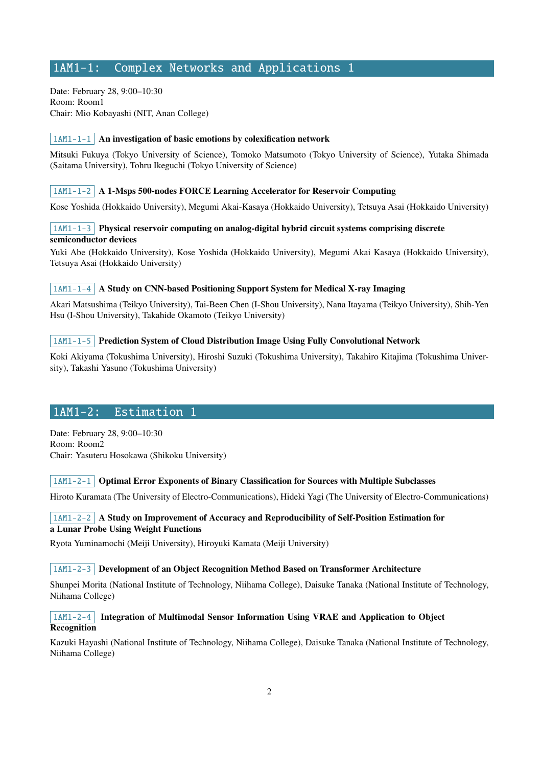## 1AM1-1: Complex Networks and Applications 1

Date: February 28, 9:00–10:30
Room: Room1
Chair: Mio Kobayashi (NIT, Anan College)

`1AM1-1-1` **An investigation of basic emotions by colexification network**

Mitsuki Fukuya (Tokyo University of Science), Tomoko Matsumoto (Tokyo University of Science), Yutaka Shimada (Saitama University), Tohru Ikeguchi (Tokyo University of Science)

`1AM1-1-2` **A 1-Msps 500-nodes FORCE Learning Accelerator for Reservoir Computing**

Kose Yoshida (Hokkaido University), Megumi Akai-Kasaya (Hokkaido University), Tetsuya Asai (Hokkaido University)

`1AM1-1-3` **Physical reservoir computing on analog-digital hybrid circuit systems comprising discrete semiconductor devices**

Yuki Abe (Hokkaido University), Kose Yoshida (Hokkaido University), Megumi Akai Kasaya (Hokkaido University), Tetsuya Asai (Hokkaido University)

`1AM1-1-4` **A Study on CNN-based Positioning Support System for Medical X-ray Imaging**

Akari Matsushima (Teikyo University), Tai-Been Chen (I-Shou University), Nana Itayama (Teikyo University), Shih-Yen Hsu (I-Shou University), Takahide Okamoto (Teikyo University)

`1AM1-1-5` **Prediction System of Cloud Distribution Image Using Fully Convolutional Network**

Koki Akiyama (Tokushima University), Hiroshi Suzuki (Tokushima University), Takahiro Kitajima (Tokushima University), Takashi Yasuno (Tokushima University)

## 1AM1-2: Estimation 1

Date: February 28, 9:00–10:30
Room: Room2
Chair: Yasuteru Hosokawa (Shikoku University)

`1AM1-2-1` **Optimal Error Exponents of Binary Classification for Sources with Multiple Subclasses**

Hiroto Kuramata (The University of Electro-Communications), Hideki Yagi (The University of Electro-Communications)

`1AM1-2-2` **A Study on Improvement of Accuracy and Reproducibility of Self-Position Estimation for a Lunar Probe Using Weight Functions**

Ryota Yuminamochi (Meiji University), Hiroyuki Kamata (Meiji University)

`1AM1-2-3` **Development of an Object Recognition Method Based on Transformer Architecture**

Shunpei Morita (National Institute of Technology, Niihama College), Daisuke Tanaka (National Institute of Technology, Niihama College)

`1AM1-2-4` **Integration of Multimodal Sensor Information Using VRAE and Application to Object Recognition**

Kazuki Hayashi (National Institute of Technology, Niihama College), Daisuke Tanaka (National Institute of Technology, Niihama College)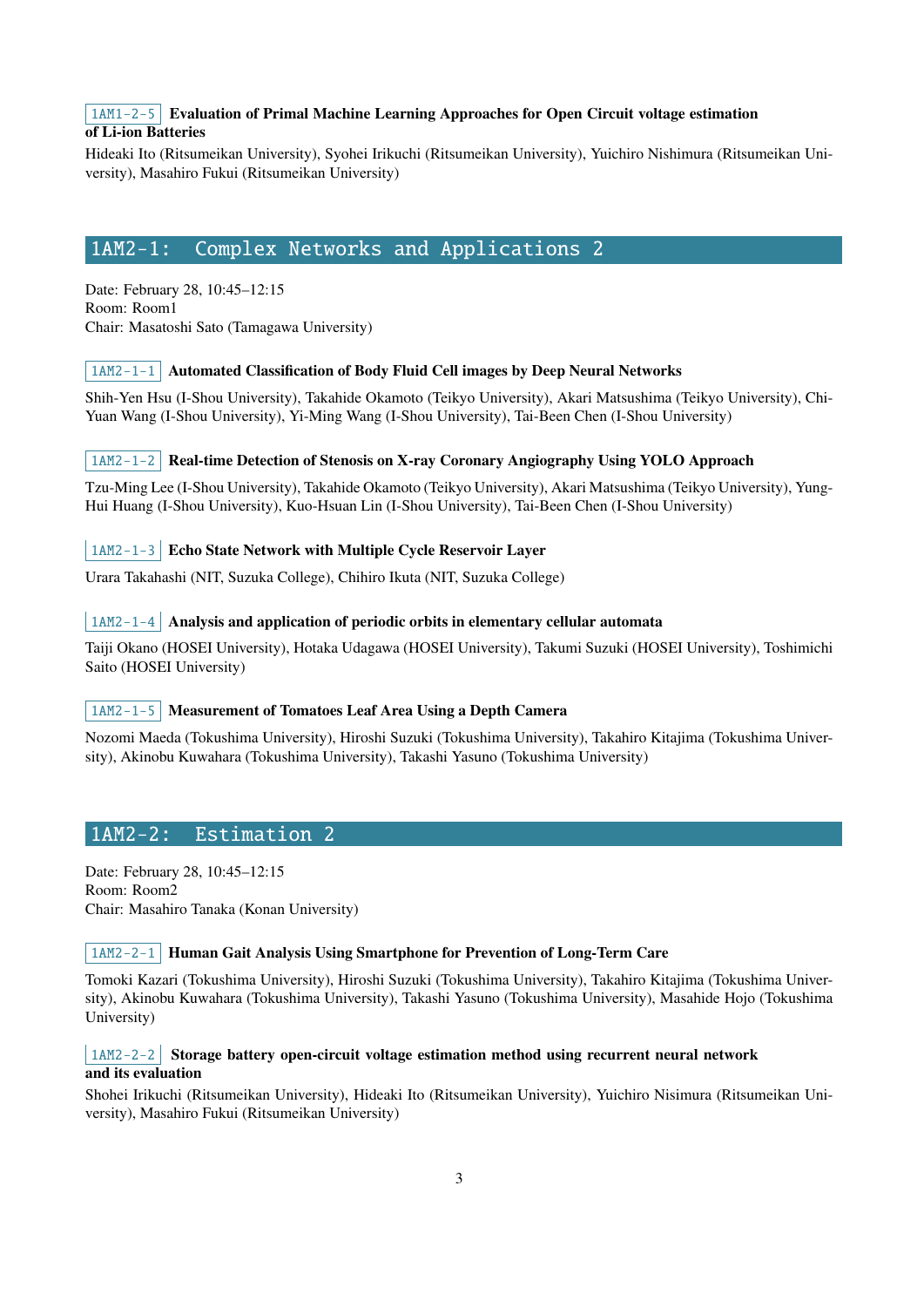**1AM1-2-5 Evaluation of Primal Machine Learning Approaches for Open Circuit voltage estimation of Li-ion Batteries**

Hideaki Ito (Ritsumeikan University), Syohei Irikuchi (Ritsumeikan University), Yuichiro Nishimura (Ritsumeikan University), Masahiro Fukui (Ritsumeikan University)

## 1AM2-1: Complex Networks and Applications 2

Date: February 28, 10:45–12:15
Room: Room1
Chair: Masatoshi Sato (Tamagawa University)

**1AM2-1-1 Automated Classification of Body Fluid Cell images by Deep Neural Networks**

Shih-Yen Hsu (I-Shou University), Takahide Okamoto (Teikyo University), Akari Matsushima (Teikyo University), Chi-Yuan Wang (I-Shou University), Yi-Ming Wang (I-Shou University), Tai-Been Chen (I-Shou University)

**1AM2-1-2 Real-time Detection of Stenosis on X-ray Coronary Angiography Using YOLO Approach**

Tzu-Ming Lee (I-Shou University), Takahide Okamoto (Teikyo University), Akari Matsushima (Teikyo University), Yung-Hui Huang (I-Shou University), Kuo-Hsuan Lin (I-Shou University), Tai-Been Chen (I-Shou University)

**1AM2-1-3 Echo State Network with Multiple Cycle Reservoir Layer**

Urara Takahashi (NIT, Suzuka College), Chihiro Ikuta (NIT, Suzuka College)

**1AM2-1-4 Analysis and application of periodic orbits in elementary cellular automata**

Taiji Okano (HOSEI University), Hotaka Udagawa (HOSEI University), Takumi Suzuki (HOSEI University), Toshimichi Saito (HOSEI University)

**1AM2-1-5 Measurement of Tomatoes Leaf Area Using a Depth Camera**

Nozomi Maeda (Tokushima University), Hiroshi Suzuki (Tokushima University), Takahiro Kitajima (Tokushima University), Akinobu Kuwahara (Tokushima University), Takashi Yasuno (Tokushima University)

## 1AM2-2: Estimation 2

Date: February 28, 10:45–12:15
Room: Room2
Chair: Masahiro Tanaka (Konan University)

**1AM2-2-1 Human Gait Analysis Using Smartphone for Prevention of Long-Term Care**

Tomoki Kazari (Tokushima University), Hiroshi Suzuki (Tokushima University), Takahiro Kitajima (Tokushima University), Akinobu Kuwahara (Tokushima University), Takashi Yasuno (Tokushima University), Masahide Hojo (Tokushima University)

**1AM2-2-2 Storage battery open-circuit voltage estimation method using recurrent neural network and its evaluation**

Shohei Irikuchi (Ritsumeikan University), Hideaki Ito (Ritsumeikan University), Yuichiro Nisimura (Ritsumeikan University), Masahiro Fukui (Ritsumeikan University)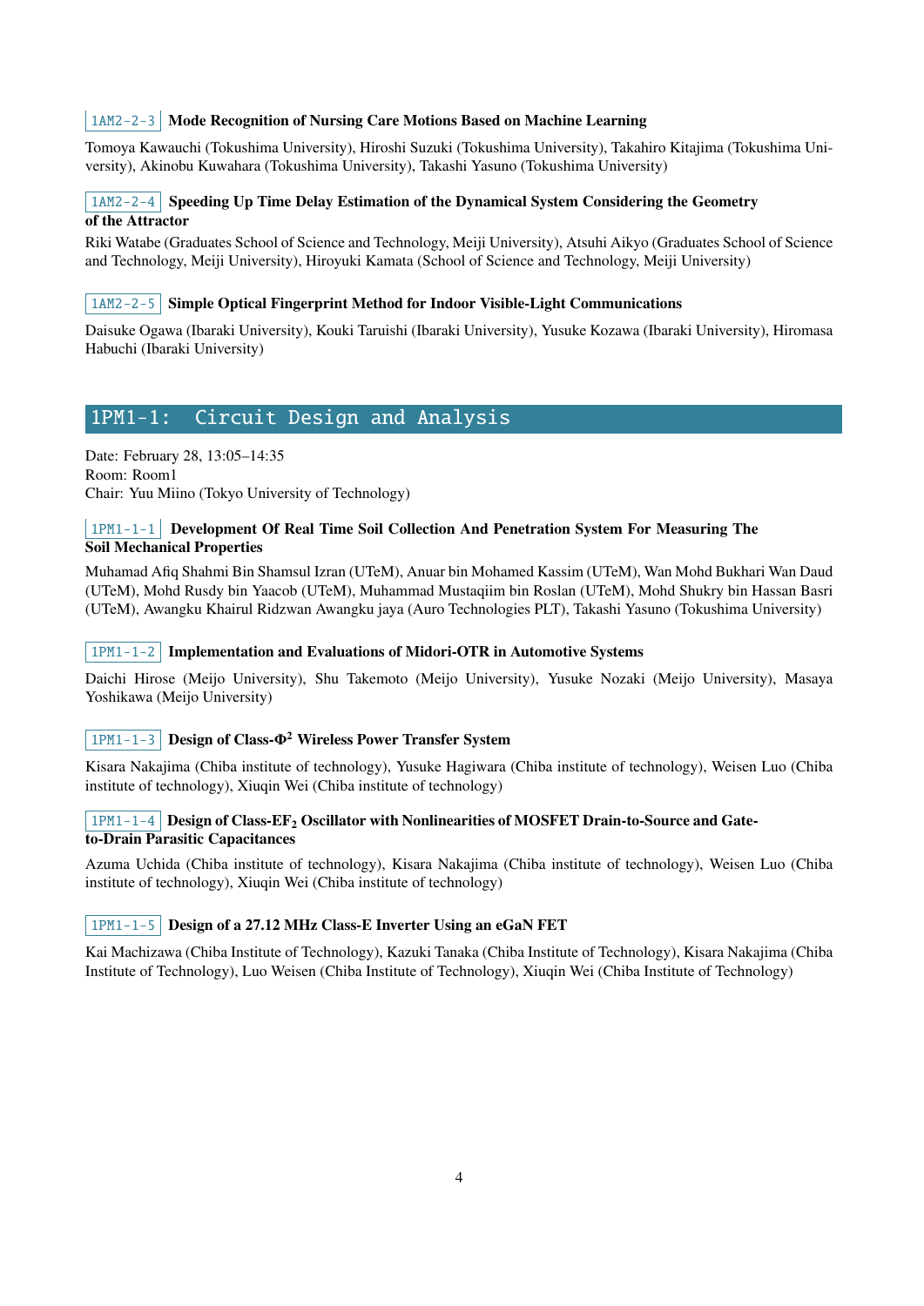1AM2-2-3 **Mode Recognition of Nursing Care Motions Based on Machine Learning**

Tomoya Kawauchi (Tokushima University), Hiroshi Suzuki (Tokushima University), Takahiro Kitajima (Tokushima University), Akinobu Kuwahara (Tokushima University), Takashi Yasuno (Tokushima University)

1AM2-2-4 **Speeding Up Time Delay Estimation of the Dynamical System Considering the Geometry of the Attractor**

Riki Watabe (Graduates School of Science and Technology, Meiji University), Atsuhi Aikyo (Graduates School of Science and Technology, Meiji University), Hiroyuki Kamata (School of Science and Technology, Meiji University)

1AM2-2-5 **Simple Optical Fingerprint Method for Indoor Visible-Light Communications**

Daisuke Ogawa (Ibaraki University), Kouki Taruishi (Ibaraki University), Yusuke Kozawa (Ibaraki University), Hiromasa Habuchi (Ibaraki University)

## 1PM1-1: Circuit Design and Analysis

Date: February 28, 13:05–14:35
Room: Room1
Chair: Yuu Miino (Tokyo University of Technology)

1PM1-1-1 **Development Of Real Time Soil Collection And Penetration System For Measuring The Soil Mechanical Properties**

Muhamad Afiq Shahmi Bin Shamsul Izran (UTeM), Anuar bin Mohamed Kassim (UTeM), Wan Mohd Bukhari Wan Daud (UTeM), Mohd Rusdy bin Yaacob (UTeM), Muhammad Mustaqiim bin Roslan (UTeM), Mohd Shukry bin Hassan Basri (UTeM), Awangku Khairul Ridzwan Awangku jaya (Auro Technologies PLT), Takashi Yasuno (Tokushima University)

1PM1-1-2 **Implementation and Evaluations of Midori-OTR in Automotive Systems**

Daichi Hirose (Meijo University), Shu Takemoto (Meijo University), Yusuke Nozaki (Meijo University), Masaya Yoshikawa (Meijo University)

1PM1-1-3 **Design of Class-$\Phi^2$ Wireless Power Transfer System**

Kisara Nakajima (Chiba institute of technology), Yusuke Hagiwara (Chiba institute of technology), Weisen Luo (Chiba institute of technology), Xiuqin Wei (Chiba institute of technology)

1PM1-1-4 **Design of Class-$EF_2$ Oscillator with Nonlinearities of MOSFET Drain-to-Source and Gate-to-Drain Parasitic Capacitances**

Azuma Uchida (Chiba institute of technology), Kisara Nakajima (Chiba institute of technology), Weisen Luo (Chiba institute of technology), Xiuqin Wei (Chiba institute of technology)

1PM1-1-5 **Design of a 27.12 MHz Class-E Inverter Using an eGaN FET**

Kai Machizawa (Chiba Institute of Technology), Kazuki Tanaka (Chiba Institute of Technology), Kisara Nakajima (Chiba Institute of Technology), Luo Weisen (Chiba Institute of Technology), Xiuqin Wei (Chiba Institute of Technology)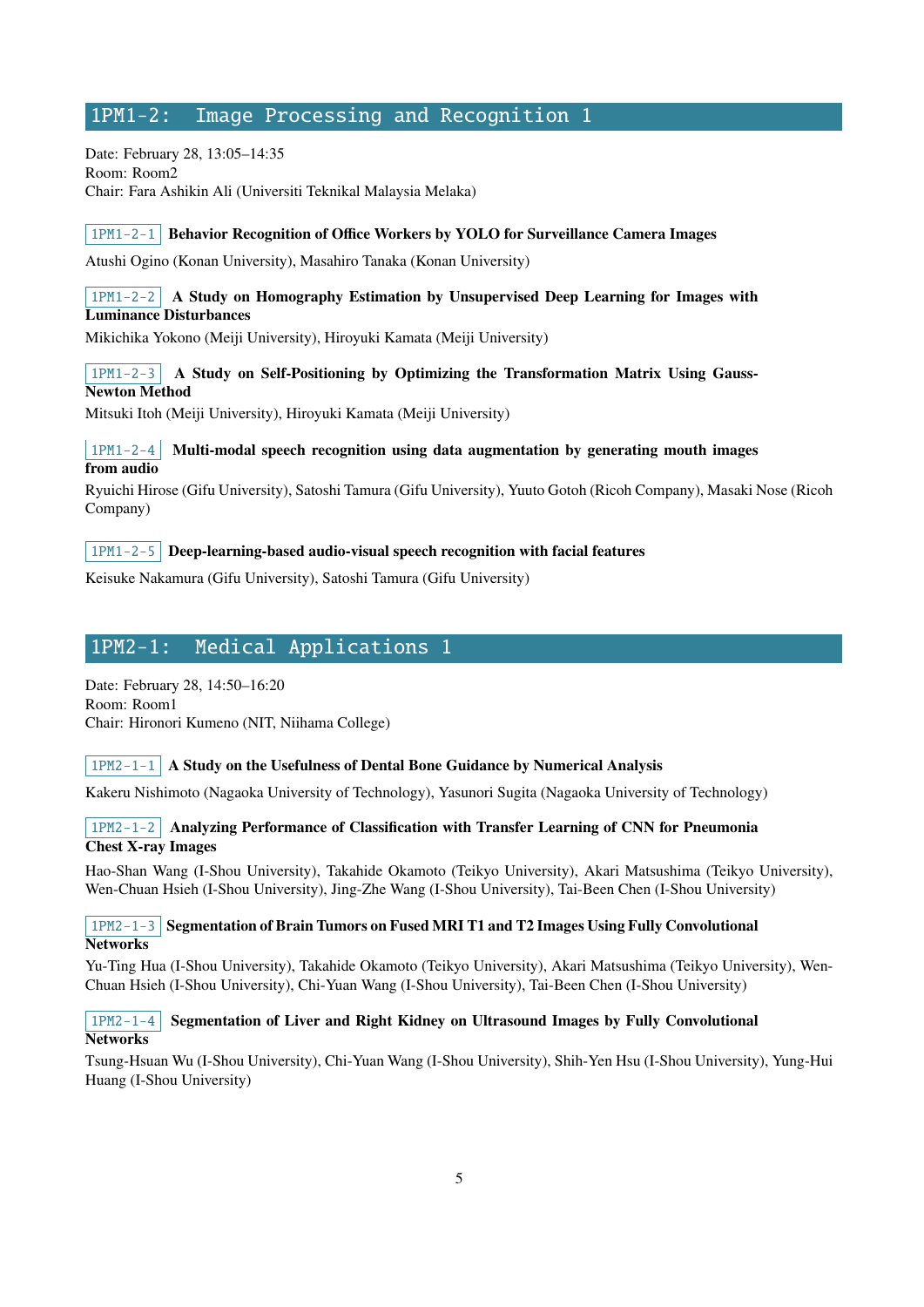## 1PM1-2: Image Processing and Recognition 1

Date: February 28, 13:05–14:35
Room: Room2
Chair: Fara Ashikin Ali (Universiti Teknikal Malaysia Melaka)

1PM1-2-1 **Behavior Recognition of Office Workers by YOLO for Surveillance Camera Images**

Atushi Ogino (Konan University), Masahiro Tanaka (Konan University)

1PM1-2-2 **A Study on Homography Estimation by Unsupervised Deep Learning for Images with Luminance Disturbances**

Mikichika Yokono (Meiji University), Hiroyuki Kamata (Meiji University)

1PM1-2-3 **A Study on Self-Positioning by Optimizing the Transformation Matrix Using Gauss-Newton Method**

Mitsuki Itoh (Meiji University), Hiroyuki Kamata (Meiji University)

1PM1-2-4 **Multi-modal speech recognition using data augmentation by generating mouth images from audio**

Ryuichi Hirose (Gifu University), Satoshi Tamura (Gifu University), Yuuto Gotoh (Ricoh Company), Masaki Nose (Ricoh Company)

1PM1-2-5 **Deep-learning-based audio-visual speech recognition with facial features**

Keisuke Nakamura (Gifu University), Satoshi Tamura (Gifu University)

## 1PM2-1: Medical Applications 1

Date: February 28, 14:50–16:20
Room: Room1
Chair: Hironori Kumeno (NIT, Niihama College)

1PM2-1-1 **A Study on the Usefulness of Dental Bone Guidance by Numerical Analysis**

Kakeru Nishimoto (Nagaoka University of Technology), Yasunori Sugita (Nagaoka University of Technology)

1PM2-1-2 **Analyzing Performance of Classification with Transfer Learning of CNN for Pneumonia Chest X-ray Images**

Hao-Shan Wang (I-Shou University), Takahide Okamoto (Teikyo University), Akari Matsushima (Teikyo University), Wen-Chuan Hsieh (I-Shou University), Jing-Zhe Wang (I-Shou University), Tai-Been Chen (I-Shou University)

1PM2-1-3 **Segmentation of Brain Tumors on Fused MRI T1 and T2 Images Using Fully Convolutional Networks**

Yu-Ting Hua (I-Shou University), Takahide Okamoto (Teikyo University), Akari Matsushima (Teikyo University), Wen-Chuan Hsieh (I-Shou University), Chi-Yuan Wang (I-Shou University), Tai-Been Chen (I-Shou University)

1PM2-1-4 **Segmentation of Liver and Right Kidney on Ultrasound Images by Fully Convolutional Networks**

Tsung-Hsuan Wu (I-Shou University), Chi-Yuan Wang (I-Shou University), Shih-Yen Hsu (I-Shou University), Yung-Hui Huang (I-Shou University)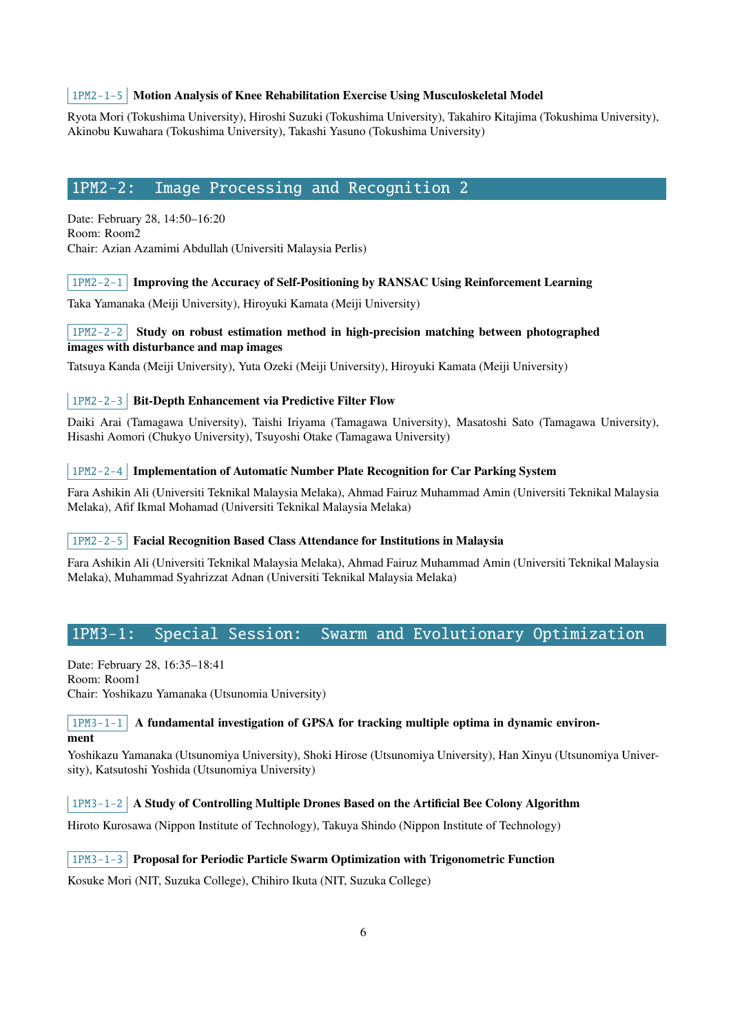`1PM2-1-5` **Motion Analysis of Knee Rehabilitation Exercise Using Musculoskeletal Model**

Ryota Mori (Tokushima University), Hiroshi Suzuki (Tokushima University), Takahiro Kitajima (Tokushima University), Akinobu Kuwahara (Tokushima University), Takashi Yasuno (Tokushima University)

## 1PM2-2: Image Processing and Recognition 2

Date: February 28, 14:50–16:20
Room: Room2
Chair: Azian Azamimi Abdullah (Universiti Malaysia Perlis)

`1PM2-2-1` **Improving the Accuracy of Self-Positioning by RANSAC Using Reinforcement Learning**

Taka Yamanaka (Meiji University), Hiroyuki Kamata (Meiji University)

`1PM2-2-2` **Study on robust estimation method in high-precision matching between photographed images with disturbance and map images**

Tatsuya Kanda (Meiji University), Yuta Ozeki (Meiji University), Hiroyuki Kamata (Meiji University)

`1PM2-2-3` **Bit-Depth Enhancement via Predictive Filter Flow**

Daiki Arai (Tamagawa University), Taishi Iriyama (Tamagawa University), Masatoshi Sato (Tamagawa University), Hisashi Aomori (Chukyo University), Tsuyoshi Otake (Tamagawa University)

`1PM2-2-4` **Implementation of Automatic Number Plate Recognition for Car Parking System**

Fara Ashikin Ali (Universiti Teknikal Malaysia Melaka), Ahmad Fairuz Muhammad Amin (Universiti Teknikal Malaysia Melaka), Afif Ikmal Mohamad (Universiti Teknikal Malaysia Melaka)

`1PM2-2-5` **Facial Recognition Based Class Attendance for Institutions in Malaysia**

Fara Ashikin Ali (Universiti Teknikal Malaysia Melaka), Ahmad Fairuz Muhammad Amin (Universiti Teknikal Malaysia Melaka), Muhammad Syahrizzat Adnan (Universiti Teknikal Malaysia Melaka)

## 1PM3-1: Special Session: Swarm and Evolutionary Optimization

Date: February 28, 16:35–18:41
Room: Room1
Chair: Yoshikazu Yamanaka (Utsunomia University)

`1PM3-1-1` **A fundamental investigation of GPSA for tracking multiple optima in dynamic environment**

Yoshikazu Yamanaka (Utsunomiya University), Shoki Hirose (Utsunomiya University), Han Xinyu (Utsunomiya University), Katsutoshi Yoshida (Utsunomiya University)

`1PM3-1-2` **A Study of Controlling Multiple Drones Based on the Artificial Bee Colony Algorithm**

Hiroto Kurosawa (Nippon Institute of Technology), Takuya Shindo (Nippon Institute of Technology)

`1PM3-1-3` **Proposal for Periodic Particle Swarm Optimization with Trigonometric Function**

Kosuke Mori (NIT, Suzuka College), Chihiro Ikuta (NIT, Suzuka College)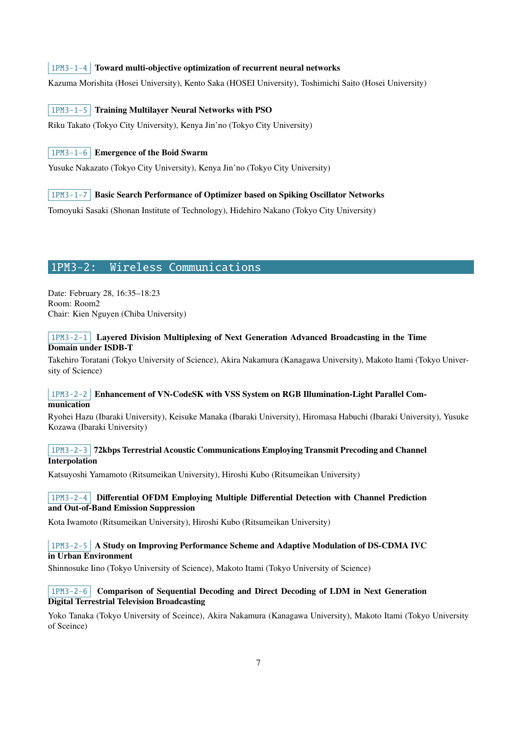`1PM3-1-4` **Toward multi-objective optimization of recurrent neural networks**

Kazuma Morishita (Hosei University), Kento Saka (HOSEI University), Toshimichi Saito (Hosei University)

`1PM3-1-5` **Training Multilayer Neural Networks with PSO**

Riku Takato (Tokyo City University), Kenya Jin'no (Tokyo City University)

`1PM3-1-6` **Emergence of the Boid Swarm**

Yusuke Nakazato (Tokyo City University), Kenya Jin'no (Tokyo City University)

`1PM3-1-7` **Basic Search Performance of Optimizer based on Spiking Oscillator Networks**

Tomoyuki Sasaki (Shonan Institute of Technology), Hidehiro Nakano (Tokyo City University)

## 1PM3-2: Wireless Communications

Date: February 28, 16:35–18:23
Room: Room2
Chair: Kien Nguyen (Chiba University)

`1PM3-2-1` **Layered Division Multiplexing of Next Generation Advanced Broadcasting in the Time Domain under ISDB-T**

Takehiro Toratani (Tokyo University of Science), Akira Nakamura (Kanagawa University), Makoto Itami (Tokyo University of Science)

`1PM3-2-2` **Enhancement of VN-CodeSK with VSS System on RGB Illumination-Light Parallel Communication**

Ryohei Hazu (Ibaraki University), Keisuke Manaka (Ibaraki University), Hiromasa Habuchi (Ibaraki University), Yusuke Kozawa (Ibaraki University)

`1PM3-2-3` **72kbps Terrestrial Acoustic Communications Employing Transmit Precoding and Channel Interpolation**

Katsuyoshi Yamamoto (Ritsumeikan University), Hiroshi Kubo (Ritsumeikan University)

`1PM3-2-4` **Differential OFDM Employing Multiple Differential Detection with Channel Prediction and Out-of-Band Emission Suppression**

Kota Iwamoto (Ritsumeikan University), Hiroshi Kubo (Ritsumeikan University)

`1PM3-2-5` **A Study on Improving Performance Scheme and Adaptive Modulation of DS-CDMA IVC in Urban Environment**

Shinnosuke Iino (Tokyo University of Science), Makoto Itami (Tokyo University of Science)

`1PM3-2-6` **Comparison of Sequential Decoding and Direct Decoding of LDM in Next Generation Digital Terrestrial Television Broadcasting**

Yoko Tanaka (Tokyo University of Sceince), Akira Nakamura (Kanagawa University), Makoto Itami (Tokyo University of Sceince)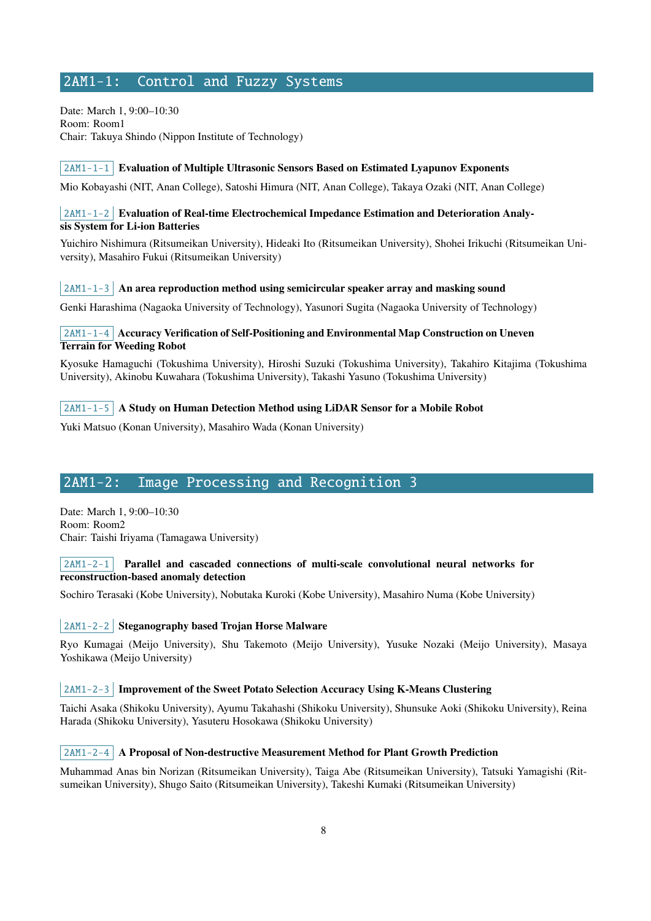## 2AM1-1: Control and Fuzzy Systems

Date: March 1, 9:00–10:30
Room: Room1
Chair: Takuya Shindo (Nippon Institute of Technology)

`2AM1-1-1` **Evaluation of Multiple Ultrasonic Sensors Based on Estimated Lyapunov Exponents**

Mio Kobayashi (NIT, Anan College), Satoshi Himura (NIT, Anan College), Takaya Ozaki (NIT, Anan College)

`2AM1-1-2` **Evaluation of Real-time Electrochemical Impedance Estimation and Deterioration Analysis System for Li-ion Batteries**

Yuichiro Nishimura (Ritsumeikan University), Hideaki Ito (Ritsumeikan University), Shohei Irikuchi (Ritsumeikan University), Masahiro Fukui (Ritsumeikan University)

`2AM1-1-3` **An area reproduction method using semicircular speaker array and masking sound**

Genki Harashima (Nagaoka University of Technology), Yasunori Sugita (Nagaoka University of Technology)

`2AM1-1-4` **Accuracy Verification of Self-Positioning and Environmental Map Construction on Uneven Terrain for Weeding Robot**

Kyosuke Hamaguchi (Tokushima University), Hiroshi Suzuki (Tokushima University), Takahiro Kitajima (Tokushima University), Akinobu Kuwahara (Tokushima University), Takashi Yasuno (Tokushima University)

`2AM1-1-5` **A Study on Human Detection Method using LiDAR Sensor for a Mobile Robot**

Yuki Matsuo (Konan University), Masahiro Wada (Konan University)

## 2AM1-2: Image Processing and Recognition 3

Date: March 1, 9:00–10:30
Room: Room2
Chair: Taishi Iriyama (Tamagawa University)

`2AM1-2-1` **Parallel and cascaded connections of multi-scale convolutional neural networks for reconstruction-based anomaly detection**

Sochiro Terasaki (Kobe University), Nobutaka Kuroki (Kobe University), Masahiro Numa (Kobe University)

`2AM1-2-2` **Steganography based Trojan Horse Malware**

Ryo Kumagai (Meijo University), Shu Takemoto (Meijo University), Yusuke Nozaki (Meijo University), Masaya Yoshikawa (Meijo University)

`2AM1-2-3` **Improvement of the Sweet Potato Selection Accuracy Using K-Means Clustering**

Taichi Asaka (Shikoku University), Ayumu Takahashi (Shikoku University), Shunsuke Aoki (Shikoku University), Reina Harada (Shikoku University), Yasuteru Hosokawa (Shikoku University)

`2AM1-2-4` **A Proposal of Non-destructive Measurement Method for Plant Growth Prediction**

Muhammad Anas bin Norizan (Ritsumeikan University), Taiga Abe (Ritsumeikan University), Tatsuki Yamagishi (Ritsumeikan University), Shugo Saito (Ritsumeikan University), Takeshi Kumaki (Ritsumeikan University)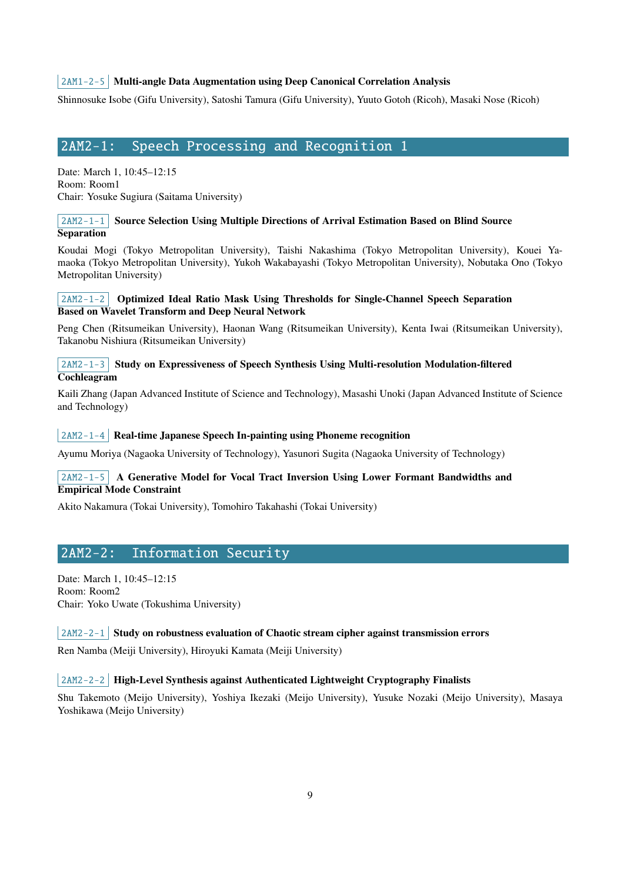`2AM1-2-5` **Multi-angle Data Augmentation using Deep Canonical Correlation Analysis**

Shinnosuke Isobe (Gifu University), Satoshi Tamura (Gifu University), Yuuto Gotoh (Ricoh), Masaki Nose (Ricoh)

## 2AM2-1: Speech Processing and Recognition 1

Date: March 1, 10:45–12:15
Room: Room1
Chair: Yosuke Sugiura (Saitama University)

`2AM2-1-1` **Source Selection Using Multiple Directions of Arrival Estimation Based on Blind Source Separation**

Koudai Mogi (Tokyo Metropolitan University), Taishi Nakashima (Tokyo Metropolitan University), Kouei Yamaoka (Tokyo Metropolitan University), Yukoh Wakabayashi (Tokyo Metropolitan University), Nobutaka Ono (Tokyo Metropolitan University)

`2AM2-1-2` **Optimized Ideal Ratio Mask Using Thresholds for Single-Channel Speech Separation Based on Wavelet Transform and Deep Neural Network**

Peng Chen (Ritsumeikan University), Haonan Wang (Ritsumeikan University), Kenta Iwai (Ritsumeikan University), Takanobu Nishiura (Ritsumeikan University)

`2AM2-1-3` **Study on Expressiveness of Speech Synthesis Using Multi-resolution Modulation-filtered Cochleagram**

Kaili Zhang (Japan Advanced Institute of Science and Technology), Masashi Unoki (Japan Advanced Institute of Science and Technology)

`2AM2-1-4` **Real-time Japanese Speech In-painting using Phoneme recognition**

Ayumu Moriya (Nagaoka University of Technology), Yasunori Sugita (Nagaoka University of Technology)

`2AM2-1-5` **A Generative Model for Vocal Tract Inversion Using Lower Formant Bandwidths and Empirical Mode Constraint**

Akito Nakamura (Tokai University), Tomohiro Takahashi (Tokai University)

## 2AM2-2: Information Security

Date: March 1, 10:45–12:15
Room: Room2
Chair: Yoko Uwate (Tokushima University)

`2AM2-2-1` **Study on robustness evaluation of Chaotic stream cipher against transmission errors**

Ren Namba (Meiji University), Hiroyuki Kamata (Meiji University)

`2AM2-2-2` **High-Level Synthesis against Authenticated Lightweight Cryptography Finalists**

Shu Takemoto (Meijo University), Yoshiya Ikezaki (Meijo University), Yusuke Nozaki (Meijo University), Masaya Yoshikawa (Meijo University)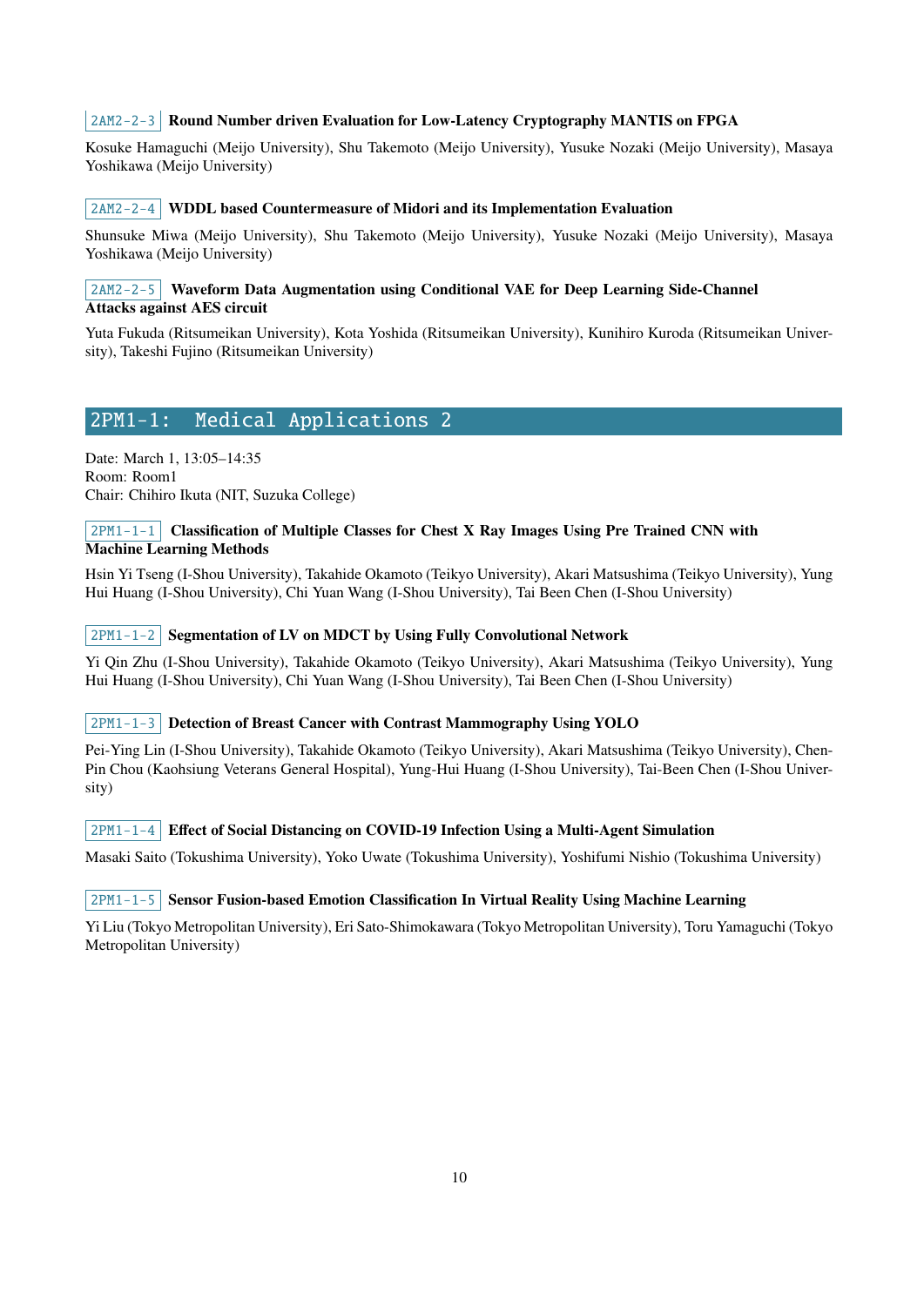`2AM2-2-3` **Round Number driven Evaluation for Low-Latency Cryptography MANTIS on FPGA**

Kosuke Hamaguchi (Meijo University), Shu Takemoto (Meijo University), Yusuke Nozaki (Meijo University), Masaya Yoshikawa (Meijo University)

`2AM2-2-4` **WDDL based Countermeasure of Midori and its Implementation Evaluation**

Shunsuke Miwa (Meijo University), Shu Takemoto (Meijo University), Yusuke Nozaki (Meijo University), Masaya Yoshikawa (Meijo University)

`2AM2-2-5` **Waveform Data Augmentation using Conditional VAE for Deep Learning Side-Channel Attacks against AES circuit**

Yuta Fukuda (Ritsumeikan University), Kota Yoshida (Ritsumeikan University), Kunihiro Kuroda (Ritsumeikan University), Takeshi Fujino (Ritsumeikan University)

## 2PM1-1: Medical Applications 2

Date: March 1, 13:05–14:35
Room: Room1
Chair: Chihiro Ikuta (NIT, Suzuka College)

`2PM1-1-1` **Classification of Multiple Classes for Chest X Ray Images Using Pre Trained CNN with Machine Learning Methods**

Hsin Yi Tseng (I-Shou University), Takahide Okamoto (Teikyo University), Akari Matsushima (Teikyo University), Yung Hui Huang (I-Shou University), Chi Yuan Wang (I-Shou University), Tai Been Chen (I-Shou University)

`2PM1-1-2` **Segmentation of LV on MDCT by Using Fully Convolutional Network**

Yi Qin Zhu (I-Shou University), Takahide Okamoto (Teikyo University), Akari Matsushima (Teikyo University), Yung Hui Huang (I-Shou University), Chi Yuan Wang (I-Shou University), Tai Been Chen (I-Shou University)

`2PM1-1-3` **Detection of Breast Cancer with Contrast Mammography Using YOLO**

Pei-Ying Lin (I-Shou University), Takahide Okamoto (Teikyo University), Akari Matsushima (Teikyo University), Chen-Pin Chou (Kaohsiung Veterans General Hospital), Yung-Hui Huang (I-Shou University), Tai-Been Chen (I-Shou University)

`2PM1-1-4` **Effect of Social Distancing on COVID-19 Infection Using a Multi-Agent Simulation**

Masaki Saito (Tokushima University), Yoko Uwate (Tokushima University), Yoshifumi Nishio (Tokushima University)

`2PM1-1-5` **Sensor Fusion-based Emotion Classification In Virtual Reality Using Machine Learning**

Yi Liu (Tokyo Metropolitan University), Eri Sato-Shimokawara (Tokyo Metropolitan University), Toru Yamaguchi (Tokyo Metropolitan University)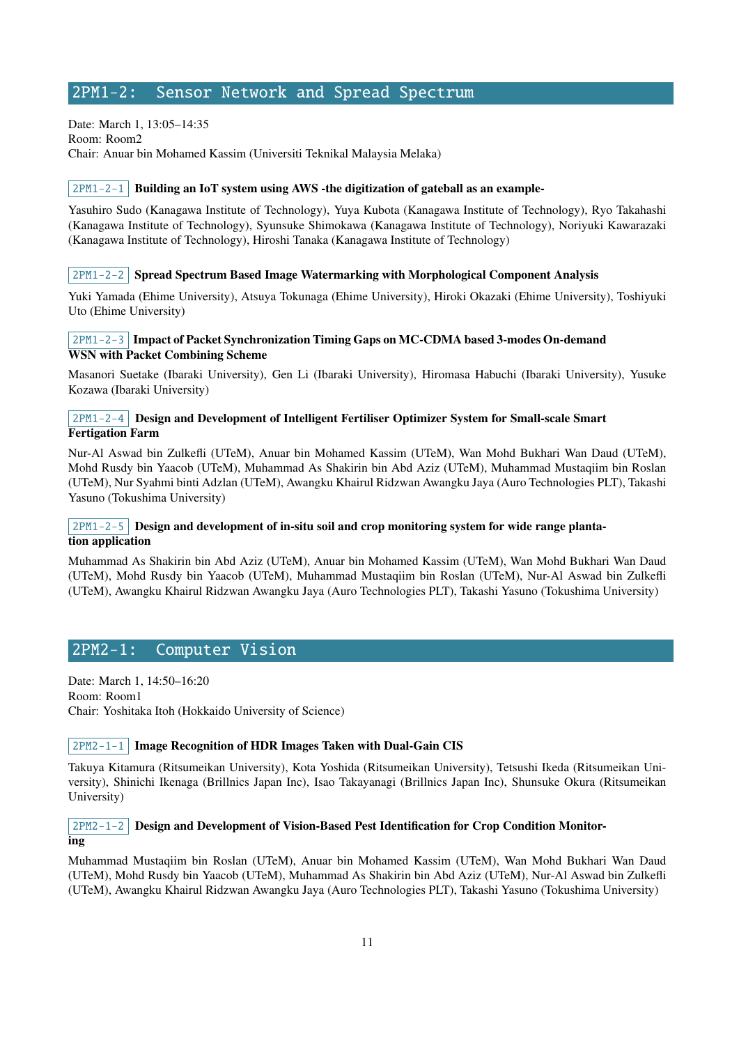## 2PM1-2: Sensor Network and Spread Spectrum

Date: March 1, 13:05–14:35
Room: Room2
Chair: Anuar bin Mohamed Kassim (Universiti Teknikal Malaysia Melaka)

### 2PM1-2-1 **Building an IoT system using AWS -the digitization of gateball as an example-**

Yasuhiro Sudo (Kanagawa Institute of Technology), Yuya Kubota (Kanagawa Institute of Technology), Ryo Takahashi (Kanagawa Institute of Technology), Syunsuke Shimokawa (Kanagawa Institute of Technology), Noriyuki Kawarazaki (Kanagawa Institute of Technology), Hiroshi Tanaka (Kanagawa Institute of Technology)

### 2PM1-2-2 **Spread Spectrum Based Image Watermarking with Morphological Component Analysis**

Yuki Yamada (Ehime University), Atsuya Tokunaga (Ehime University), Hiroki Okazaki (Ehime University), Toshiyuki Uto (Ehime University)

### 2PM1-2-3 **Impact of Packet Synchronization Timing Gaps on MC-CDMA based 3-modes On-demand WSN with Packet Combining Scheme**

Masanori Suetake (Ibaraki University), Gen Li (Ibaraki University), Hiromasa Habuchi (Ibaraki University), Yusuke Kozawa (Ibaraki University)

### 2PM1-2-4 **Design and Development of Intelligent Fertiliser Optimizer System for Small-scale Smart Fertigation Farm**

Nur-Al Aswad bin Zulkefli (UTeM), Anuar bin Mohamed Kassim (UTeM), Wan Mohd Bukhari Wan Daud (UTeM), Mohd Rusdy bin Yaacob (UTeM), Muhammad As Shakirin bin Abd Aziz (UTeM), Muhammad Mustaqiim bin Roslan (UTeM), Nur Syahmi binti Adzlan (UTeM), Awangku Khairul Ridzwan Awangku Jaya (Auro Technologies PLT), Takashi Yasuno (Tokushima University)

### 2PM1-2-5 **Design and development of in-situ soil and crop monitoring system for wide range plantation application**

Muhammad As Shakirin bin Abd Aziz (UTeM), Anuar bin Mohamed Kassim (UTeM), Wan Mohd Bukhari Wan Daud (UTeM), Mohd Rusdy bin Yaacob (UTeM), Muhammad Mustaqiim bin Roslan (UTeM), Nur-Al Aswad bin Zulkefli (UTeM), Awangku Khairul Ridzwan Awangku Jaya (Auro Technologies PLT), Takashi Yasuno (Tokushima University)

## 2PM2-1: Computer Vision

Date: March 1, 14:50–16:20
Room: Room1
Chair: Yoshitaka Itoh (Hokkaido University of Science)

### 2PM2-1-1 **Image Recognition of HDR Images Taken with Dual-Gain CIS**

Takuya Kitamura (Ritsumeikan University), Kota Yoshida (Ritsumeikan University), Tetsushi Ikeda (Ritsumeikan University), Shinichi Ikenaga (Brillnics Japan Inc), Isao Takayanagi (Brillnics Japan Inc), Shunsuke Okura (Ritsumeikan University)

### 2PM2-1-2 **Design and Development of Vision-Based Pest Identification for Crop Condition Monitoring**

Muhammad Mustaqiim bin Roslan (UTeM), Anuar bin Mohamed Kassim (UTeM), Wan Mohd Bukhari Wan Daud (UTeM), Mohd Rusdy bin Yaacob (UTeM), Muhammad As Shakirin bin Abd Aziz (UTeM), Nur-Al Aswad bin Zulkefli (UTeM), Awangku Khairul Ridzwan Awangku Jaya (Auro Technologies PLT), Takashi Yasuno (Tokushima University)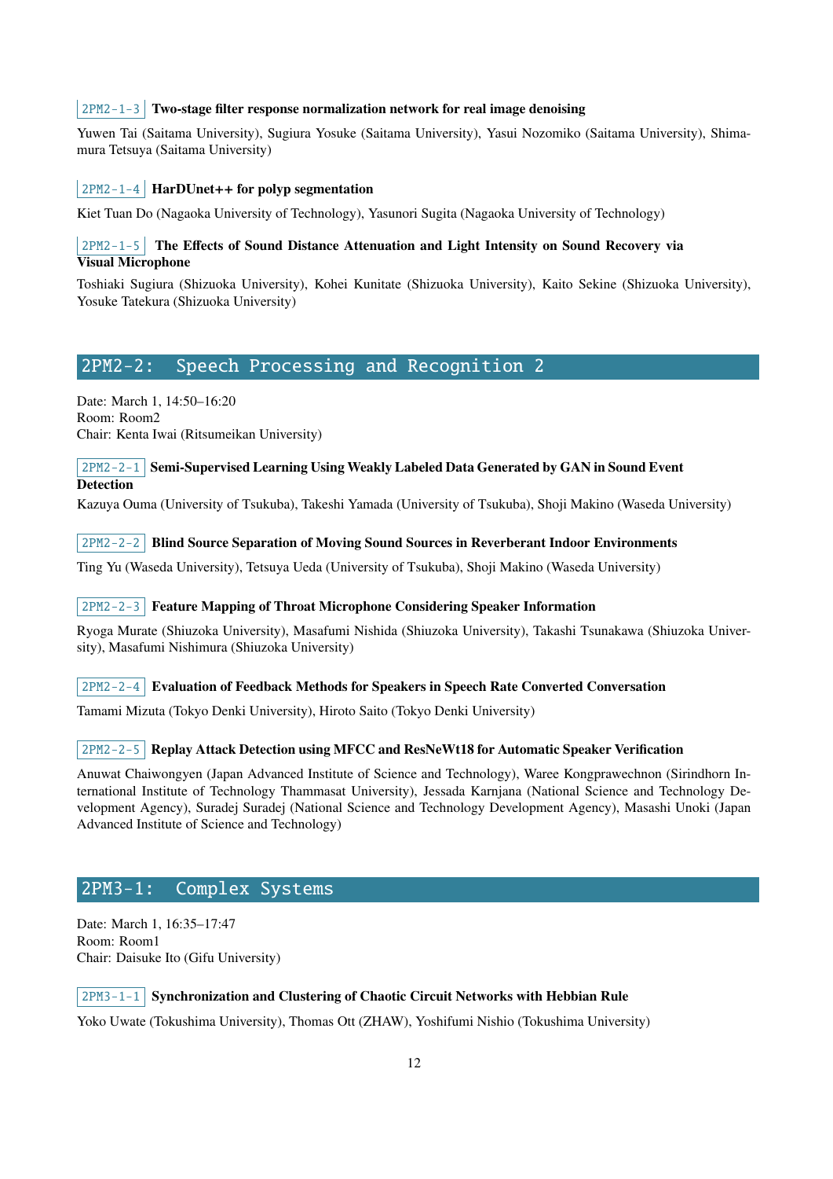`2PM2-1-3` **Two-stage filter response normalization network for real image denoising**

Yuwen Tai (Saitama University), Sugiura Yosuke (Saitama University), Yasui Nozomiko (Saitama University), Shimamura Tetsuya (Saitama University)

`2PM2-1-4` **HarDUnet++ for polyp segmentation**

Kiet Tuan Do (Nagaoka University of Technology), Yasunori Sugita (Nagaoka University of Technology)

`2PM2-1-5` **The Effects of Sound Distance Attenuation and Light Intensity on Sound Recovery via Visual Microphone**

Toshiaki Sugiura (Shizuoka University), Kohei Kunitate (Shizuoka University), Kaito Sekine (Shizuoka University), Yosuke Tatekura (Shizuoka University)

## 2PM2-2: Speech Processing and Recognition 2

Date: March 1, 14:50–16:20
Room: Room2
Chair: Kenta Iwai (Ritsumeikan University)

`2PM2-2-1` **Semi-Supervised Learning Using Weakly Labeled Data Generated by GAN in Sound Event Detection**

Kazuya Ouma (University of Tsukuba), Takeshi Yamada (University of Tsukuba), Shoji Makino (Waseda University)

`2PM2-2-2` **Blind Source Separation of Moving Sound Sources in Reverberant Indoor Environments**

Ting Yu (Waseda University), Tetsuya Ueda (University of Tsukuba), Shoji Makino (Waseda University)

`2PM2-2-3` **Feature Mapping of Throat Microphone Considering Speaker Information**

Ryoga Murate (Shiuzoka University), Masafumi Nishida (Shiuzoka University), Takashi Tsunakawa (Shiuzoka University), Masafumi Nishimura (Shiuzoka University)

`2PM2-2-4` **Evaluation of Feedback Methods for Speakers in Speech Rate Converted Conversation**

Tamami Mizuta (Tokyo Denki University), Hiroto Saito (Tokyo Denki University)

`2PM2-2-5` **Replay Attack Detection using MFCC and ResNeWt18 for Automatic Speaker Verification**

Anuwat Chaiwongyen (Japan Advanced Institute of Science and Technology), Waree Kongprawechnon (Sirindhorn International Institute of Technology Thammasat University), Jessada Karnjana (National Science and Technology Development Agency), Suradej Suradej (National Science and Technology Development Agency), Masashi Unoki (Japan Advanced Institute of Science and Technology)

## 2PM3-1: Complex Systems

Date: March 1, 16:35–17:47
Room: Room1
Chair: Daisuke Ito (Gifu University)

`2PM3-1-1` **Synchronization and Clustering of Chaotic Circuit Networks with Hebbian Rule**

Yoko Uwate (Tokushima University), Thomas Ott (ZHAW), Yoshifumi Nishio (Tokushima University)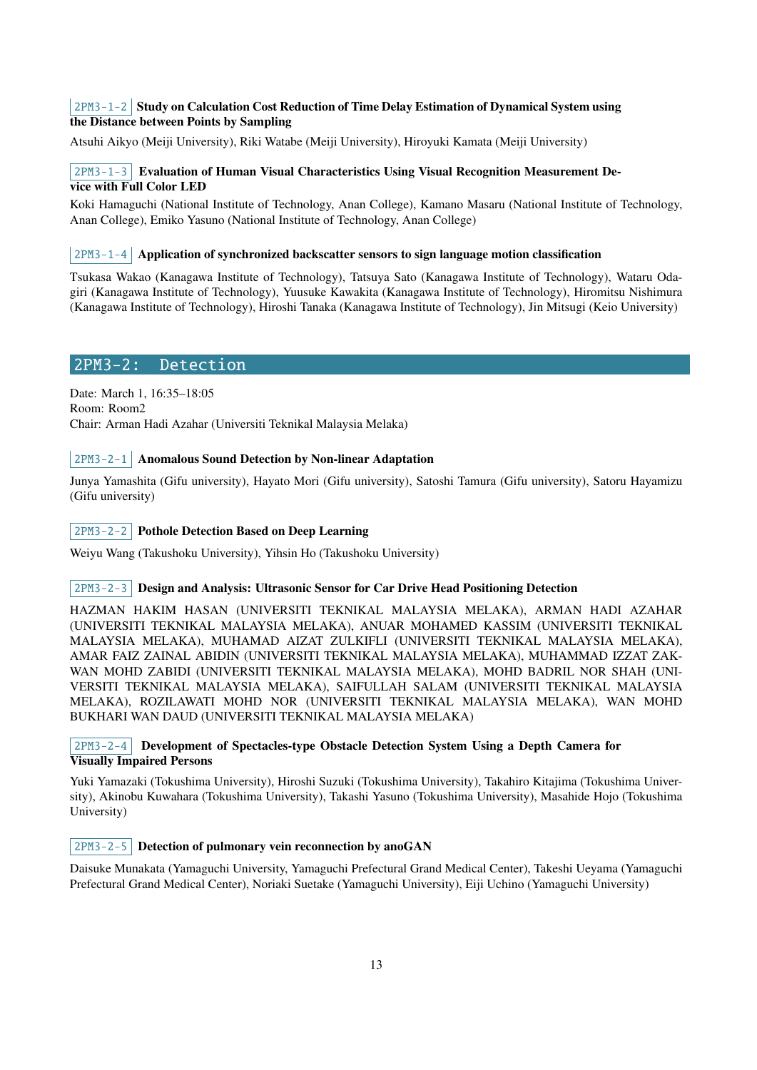`2PM3-1-2` **Study on Calculation Cost Reduction of Time Delay Estimation of Dynamical System using the Distance between Points by Sampling**

Atsuhi Aikyo (Meiji University), Riki Watabe (Meiji University), Hiroyuki Kamata (Meiji University)

`2PM3-1-3` **Evaluation of Human Visual Characteristics Using Visual Recognition Measurement Device with Full Color LED**

Koki Hamaguchi (National Institute of Technology, Anan College), Kamano Masaru (National Institute of Technology, Anan College), Emiko Yasuno (National Institute of Technology, Anan College)

`2PM3-1-4` **Application of synchronized backscatter sensors to sign language motion classification**

Tsukasa Wakao (Kanagawa Institute of Technology), Tatsuya Sato (Kanagawa Institute of Technology), Wataru Odagiri (Kanagawa Institute of Technology), Yuusuke Kawakita (Kanagawa Institute of Technology), Hiromitsu Nishimura (Kanagawa Institute of Technology), Hiroshi Tanaka (Kanagawa Institute of Technology), Jin Mitsugi (Keio University)

## 2PM3-2: Detection

Date: March 1, 16:35–18:05
Room: Room2
Chair: Arman Hadi Azahar (Universiti Teknikal Malaysia Melaka)

`2PM3-2-1` **Anomalous Sound Detection by Non-linear Adaptation**

Junya Yamashita (Gifu university), Hayato Mori (Gifu university), Satoshi Tamura (Gifu university), Satoru Hayamizu (Gifu university)

`2PM3-2-2` **Pothole Detection Based on Deep Learning**

Weiyu Wang (Takushoku University), Yihsin Ho (Takushoku University)

`2PM3-2-3` **Design and Analysis: Ultrasonic Sensor for Car Drive Head Positioning Detection**

HAZMAN HAKIM HASAN (UNIVERSITI TEKNIKAL MALAYSIA MELAKA), ARMAN HADI AZAHAR (UNIVERSITI TEKNIKAL MALAYSIA MELAKA), ANUAR MOHAMED KASSIM (UNIVERSITI TEKNIKAL MALAYSIA MELAKA), MUHAMAD AIZAT ZULKIFLI (UNIVERSITI TEKNIKAL MALAYSIA MELAKA), AMAR FAIZ ZAINAL ABIDIN (UNIVERSITI TEKNIKAL MALAYSIA MELAKA), MUHAMMAD IZZAT ZAKWAN MOHD ZABIDI (UNIVERSITI TEKNIKAL MALAYSIA MELAKA), MOHD BADRIL NOR SHAH (UNIVERSITI TEKNIKAL MALAYSIA MELAKA), SAIFULLAH SALAM (UNIVERSITI TEKNIKAL MALAYSIA MELAKA), ROZILAWATI MOHD NOR (UNIVERSITI TEKNIKAL MALAYSIA MELAKA), WAN MOHD BUKHARI WAN DAUD (UNIVERSITI TEKNIKAL MALAYSIA MELAKA)

`2PM3-2-4` **Development of Spectacles-type Obstacle Detection System Using a Depth Camera for Visually Impaired Persons**

Yuki Yamazaki (Tokushima University), Hiroshi Suzuki (Tokushima University), Takahiro Kitajima (Tokushima University), Akinobu Kuwahara (Tokushima University), Takashi Yasuno (Tokushima University), Masahide Hojo (Tokushima University)

`2PM3-2-5` **Detection of pulmonary vein reconnection by anoGAN**

Daisuke Munakata (Yamaguchi University, Yamaguchi Prefectural Grand Medical Center), Takeshi Ueyama (Yamaguchi Prefectural Grand Medical Center), Noriaki Suetake (Yamaguchi University), Eiji Uchino (Yamaguchi University)